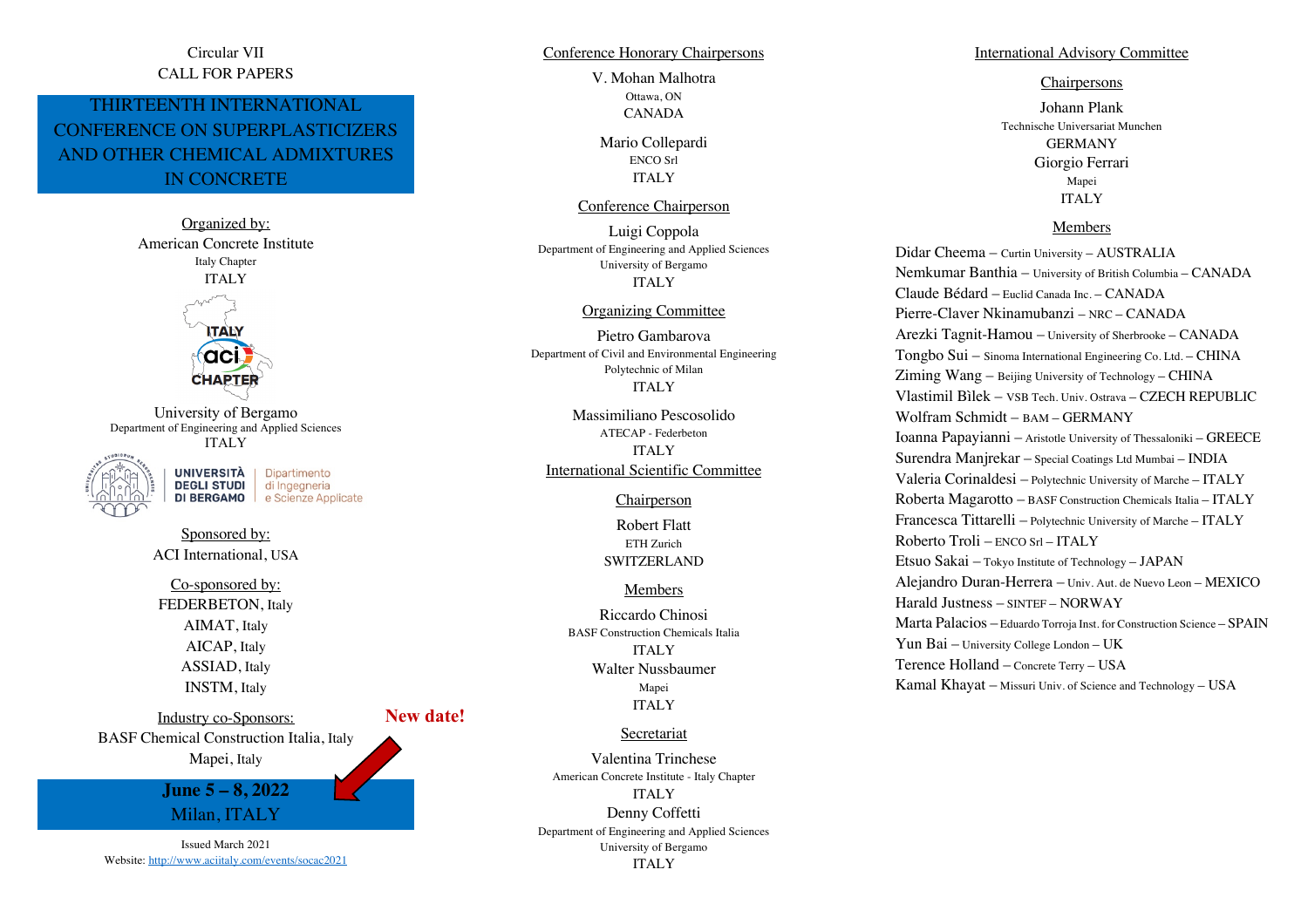Circular VII
CALL FOR PAPERS

# THIRTEENTH INTERNATIONAL CONFERENCE ON SUPERPLASTICIZERS AND OTHER CHEMICAL ADMIXTURES IN CONCRETE

Organized by:
American Concrete Institute
Italy Chapter
ITALY

University of Bergamo
Department of Engineering and Applied Sciences
ITALY

UNIVERSITÀ DEGLI STUDI DI BERGAMO | Dipartimento di Ingegneria e Scienze Applicate

Sponsored by:
ACI International, USA

Co-sponsored by:
FEDERBETON, Italy
AIMAT, Italy
AICAP, Italy
ASSIAD, Italy
INSTM, Italy

Industry co-Sponsors:
BASF Chemical Construction Italia, Italy
Mapei, Italy

**New date!**

**June 5 – 8, 2022**
Milan, ITALY

Issued March 2021
Website: http://www.aciitaly.com/events/socac2021

## Conference Honorary Chairpersons

V. Mohan Malhotra
Ottawa, ON
CANADA

Mario Collepardi
ENCO Srl
ITALY

## Conference Chairperson

Luigi Coppola
Department of Engineering and Applied Sciences
University of Bergamo
ITALY

## Organizing Committee

Pietro Gambarova
Department of Civil and Environmental Engineering
Polytechnic of Milan
ITALY

Massimiliano Pescosolido
ATECAP - Federbeton
ITALY

## International Scientific Committee

### Chairperson

Robert Flatt
ETH Zurich
SWITZERLAND

### Members

Riccardo Chinosi
BASF Construction Chemicals Italia
ITALY

Walter Nussbaumer
Mapei
ITALY

## Secretariat

Valentina Trinchese
American Concrete Institute - Italy Chapter
ITALY

Denny Coffetti
Department of Engineering and Applied Sciences
University of Bergamo
ITALY

## International Advisory Committee

### Chairpersons

Johann Plank
Technische Universariat Munchen
GERMANY

Giorgio Ferrari
Mapei
ITALY

### Members

Didar Cheema – Curtin University – AUSTRALIA
Nemkumar Banthia – University of British Columbia – CANADA
Claude Bédard – Euclid Canada Inc. – CANADA
Pierre-Claver Nkinamubanzi – NRC – CANADA
Arezki Tagnit-Hamou – University of Sherbrooke – CANADA
Tongbo Sui – Sinoma International Engineering Co. Ltd. – CHINA
Ziming Wang – Beijing University of Technology – CHINA
Vlastimil Bìlek – VSB Tech. Univ. Ostrava – CZECH REPUBLIC
Wolfram Schmidt – BAM – GERMANY
Ioanna Papayianni – Aristotle University of Thessaloniki – GREECE
Surendra Manjrekar – Special Coatings Ltd Mumbai – INDIA
Valeria Corinaldesi – Polytechnic University of Marche – ITALY
Roberta Magarotto – BASF Construction Chemicals Italia – ITALY
Francesca Tittarelli – Polytechnic University of Marche – ITALY
Roberto Troli – ENCO Srl – ITALY
Etsuo Sakai – Tokyo Institute of Technology – JAPAN
Alejandro Duran-Herrera – Univ. Aut. de Nuevo Leon – MEXICO
Harald Justness – SINTEF – NORWAY
Marta Palacios – Eduardo Torroja Inst. for Construction Science – SPAIN
Yun Bai – University College London – UK
Terence Holland – Concrete Terry – USA
Kamal Khayat – Missuri Univ. of Science and Technology – USA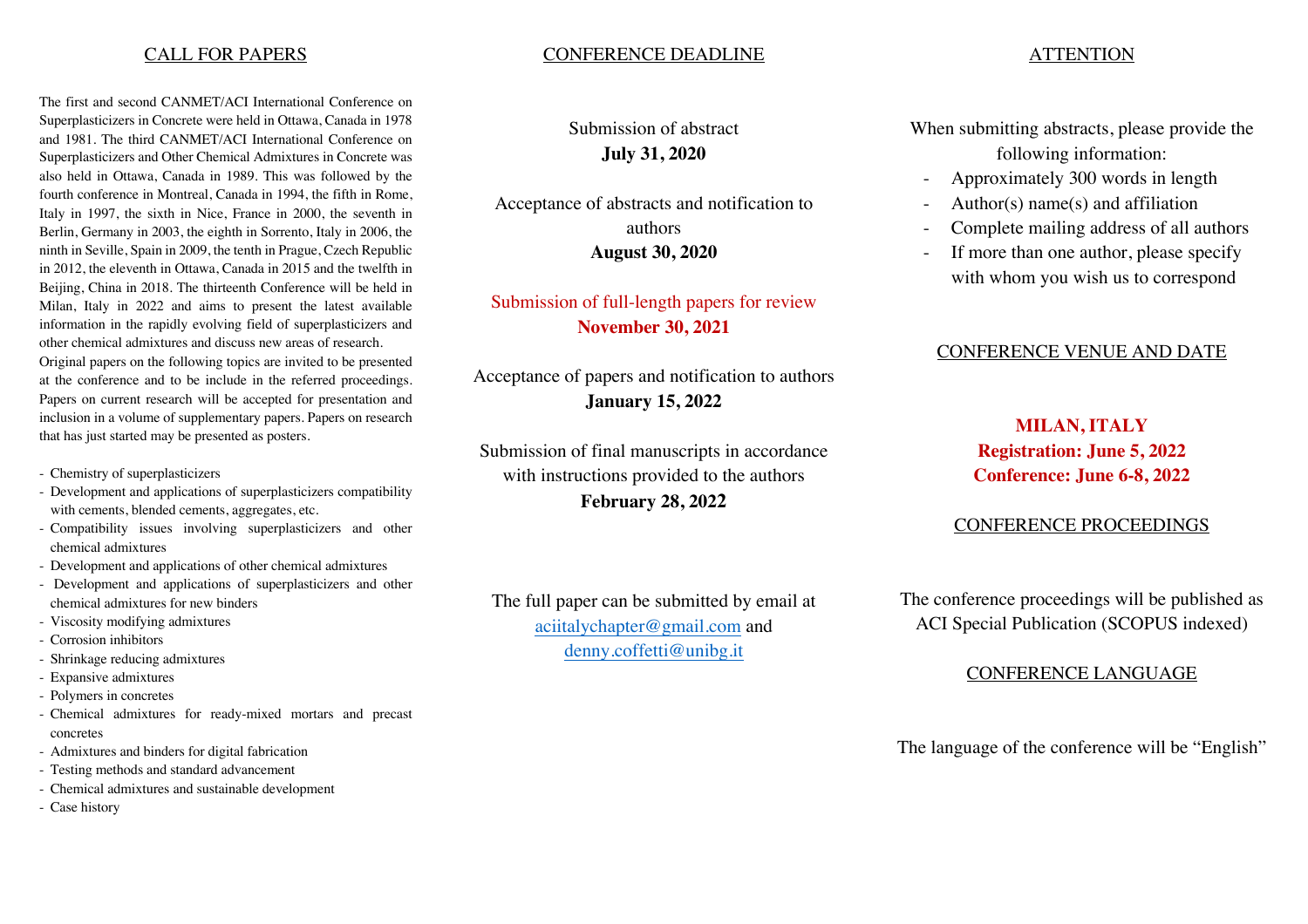## CALL FOR PAPERS

The first and second CANMET/ACI International Conference on Superplasticizers in Concrete were held in Ottawa, Canada in 1978 and 1981. The third CANMET/ACI International Conference on Superplasticizers and Other Chemical Admixtures in Concrete was also held in Ottawa, Canada in 1989. This was followed by the fourth conference in Montreal, Canada in 1994, the fifth in Rome, Italy in 1997, the sixth in Nice, France in 2000, the seventh in Berlin, Germany in 2003, the eighth in Sorrento, Italy in 2006, the ninth in Seville, Spain in 2009, the tenth in Prague, Czech Republic in 2012, the eleventh in Ottawa, Canada in 2015 and the twelfth in Beijing, China in 2018. The thirteenth Conference will be held in Milan, Italy in 2022 and aims to present the latest available information in the rapidly evolving field of superplasticizers and other chemical admixtures and discuss new areas of research.

Original papers on the following topics are invited to be presented at the conference and to be include in the referred proceedings. Papers on current research will be accepted for presentation and inclusion in a volume of supplementary papers. Papers on research that has just started may be presented as posters.

- Chemistry of superplasticizers
- Development and applications of superplasticizers compatibility with cements, blended cements, aggregates, etc.
- Compatibility issues involving superplasticizers and other chemical admixtures
- Development and applications of other chemical admixtures
- Development and applications of superplasticizers and other chemical admixtures for new binders
- Viscosity modifying admixtures
- Corrosion inhibitors
- Shrinkage reducing admixtures
- Expansive admixtures
- Polymers in concretes
- Chemical admixtures for ready-mixed mortars and precast concretes
- Admixtures and binders for digital fabrication
- Testing methods and standard advancement
- Chemical admixtures and sustainable development
- Case history

## CONFERENCE DEADLINE

Submission of abstract
**July 31, 2020**

Acceptance of abstracts and notification to authors
**August 30, 2020**

Submission of full-length papers for review
**November 30, 2021**

Acceptance of papers and notification to authors
**January 15, 2022**

Submission of final manuscripts in accordance with instructions provided to the authors
**February 28, 2022**

The full paper can be submitted by email at aciitalychapter@gmail.com and denny.coffetti@unibg.it

## ATTENTION

When submitting abstracts, please provide the following information:

- Approximately 300 words in length
- Author(s) name(s) and affiliation
- Complete mailing address of all authors
- If more than one author, please specify with whom you wish us to correspond

## CONFERENCE VENUE AND DATE

**MILAN, ITALY**
**Registration: June 5, 2022**
**Conference: June 6-8, 2022**

## CONFERENCE PROCEEDINGS

The conference proceedings will be published as ACI Special Publication (SCOPUS indexed)

## CONFERENCE LANGUAGE

The language of the conference will be "English"